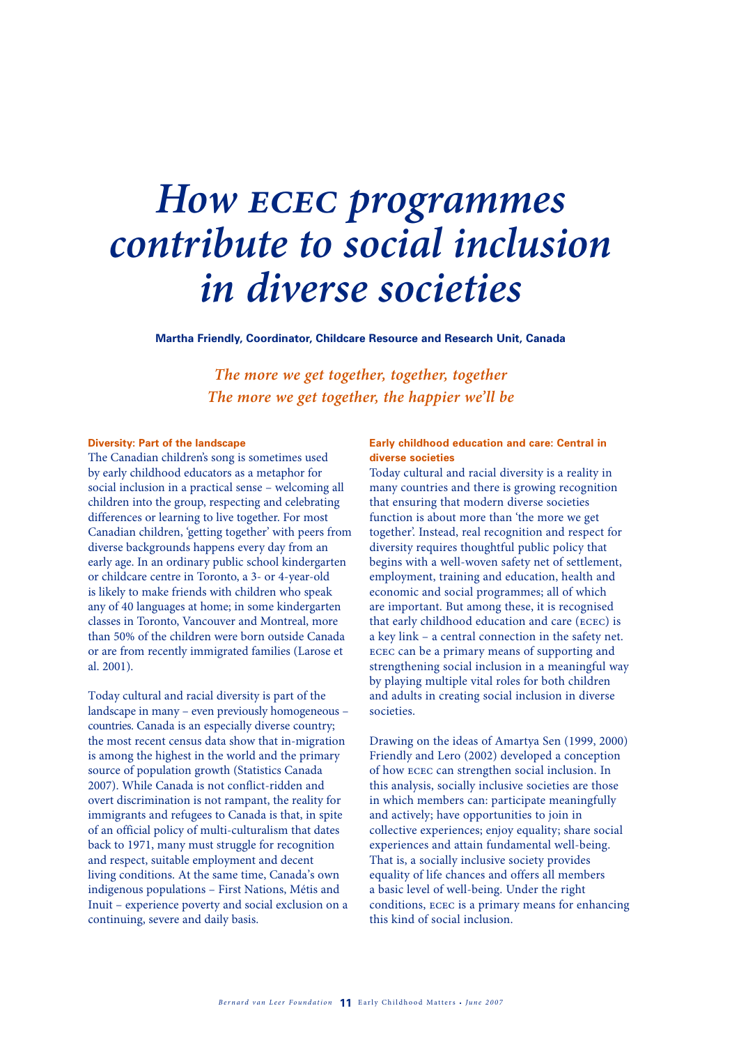# *How ECEC programmes contribute to social inclusion in diverse societies*

**Martha Friendly, Coordinator, Childcare Resource and Research Unit, Canada**

*The more we get together, together, together*
*The more we get together, the happier we'll be*

### Diversity: Part of the landscape

The Canadian children's song is sometimes used by early childhood educators as a metaphor for social inclusion in a practical sense – welcoming all children into the group, respecting and celebrating differences or learning to live together. For most Canadian children, 'getting together' with peers from diverse backgrounds happens every day from an early age. In an ordinary public school kindergarten or childcare centre in Toronto, a 3- or 4-year-old is likely to make friends with children who speak any of 40 languages at home; in some kindergarten classes in Toronto, Vancouver and Montreal, more than 50% of the children were born outside Canada or are from recently immigrated families (Larose et al. 2001).

Today cultural and racial diversity is part of the landscape in many – even previously homogeneous – countries. Canada is an especially diverse country; the most recent census data show that in-migration is among the highest in the world and the primary source of population growth (Statistics Canada 2007). While Canada is not conflict-ridden and overt discrimination is not rampant, the reality for immigrants and refugees to Canada is that, in spite of an official policy of multi-culturalism that dates back to 1971, many must struggle for recognition and respect, suitable employment and decent living conditions. At the same time, Canada's own indigenous populations – First Nations, Métis and Inuit – experience poverty and social exclusion on a continuing, severe and daily basis.

### Early childhood education and care: Central in diverse societies

Today cultural and racial diversity is a reality in many countries and there is growing recognition that ensuring that modern diverse societies function is about more than 'the more we get together'. Instead, real recognition and respect for diversity requires thoughtful public policy that begins with a well-woven safety net of settlement, employment, training and education, health and economic and social programmes; all of which are important. But among these, it is recognised that early childhood education and care (ECEC) is a key link – a central connection in the safety net. ECEC can be a primary means of supporting and strengthening social inclusion in a meaningful way by playing multiple vital roles for both children and adults in creating social inclusion in diverse societies.

Drawing on the ideas of Amartya Sen (1999, 2000) Friendly and Lero (2002) developed a conception of how ECEC can strengthen social inclusion. In this analysis, socially inclusive societies are those in which members can: participate meaningfully and actively; have opportunities to join in collective experiences; enjoy equality; share social experiences and attain fundamental well-being. That is, a socially inclusive society provides equality of life chances and offers all members a basic level of well-being. Under the right conditions, ECEC is a primary means for enhancing this kind of social inclusion.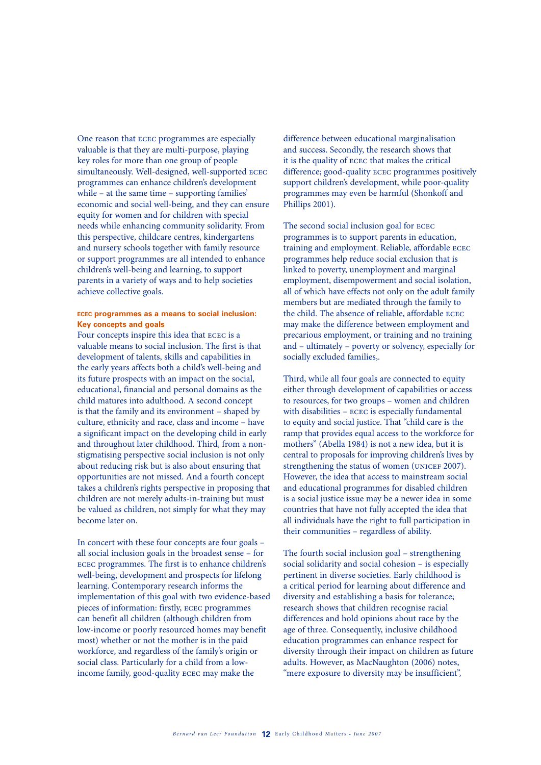One reason that ECEC programmes are especially valuable is that they are multi-purpose, playing key roles for more than one group of people simultaneously. Well-designed, well-supported ECEC programmes can enhance children's development while – at the same time – supporting families' economic and social well-being, and they can ensure equity for women and for children with special needs while enhancing community solidarity. From this perspective, childcare centres, kindergartens and nursery schools together with family resource or support programmes are all intended to enhance children's well-being and learning, to support parents in a variety of ways and to help societies achieve collective goals.

### ECEC programmes as a means to social inclusion: Key concepts and goals

Four concepts inspire this idea that ECEC is a valuable means to social inclusion. The first is that development of talents, skills and capabilities in the early years affects both a child's well-being and its future prospects with an impact on the social, educational, financial and personal domains as the child matures into adulthood. A second concept is that the family and its environment – shaped by culture, ethnicity and race, class and income – have a significant impact on the developing child in early and throughout later childhood. Third, from a non-stigmatising perspective social inclusion is not only about reducing risk but is also about ensuring that opportunities are not missed. And a fourth concept takes a children's rights perspective in proposing that children are not merely adults-in-training but must be valued as children, not simply for what they may become later on.

In concert with these four concepts are four goals – all social inclusion goals in the broadest sense – for ECEC programmes. The first is to enhance children's well-being, development and prospects for lifelong learning. Contemporary research informs the implementation of this goal with two evidence-based pieces of information: firstly, ECEC programmes can benefit all children (although children from low-income or poorly resourced homes may benefit most) whether or not the mother is in the paid workforce, and regardless of the family's origin or social class. Particularly for a child from a low-income family, good-quality ECEC may make the difference between educational marginalisation and success. Secondly, the research shows that it is the quality of ECEC that makes the critical difference; good-quality ECEC programmes positively support children's development, while poor-quality programmes may even be harmful (Shonkoff and Phillips 2001).

The second social inclusion goal for ECEC programmes is to support parents in education, training and employment. Reliable, affordable ECEC programmes help reduce social exclusion that is linked to poverty, unemployment and marginal employment, disempowerment and social isolation, all of which have effects not only on the adult family members but are mediated through the family to the child. The absence of reliable, affordable ECEC may make the difference between employment and precarious employment, or training and no training and – ultimately – poverty or solvency, especially for socially excluded families,.

Third, while all four goals are connected to equity either through development of capabilities or access to resources, for two groups – women and children with disabilities – ECEC is especially fundamental to equity and social justice. That "child care is the ramp that provides equal access to the workforce for mothers" (Abella 1984) is not a new idea, but it is central to proposals for improving children's lives by strengthening the status of women (UNICEF 2007). However, the idea that access to mainstream social and educational programmes for disabled children is a social justice issue may be a newer idea in some countries that have not fully accepted the idea that all individuals have the right to full participation in their communities – regardless of ability.

The fourth social inclusion goal – strengthening social solidarity and social cohesion – is especially pertinent in diverse societies. Early childhood is a critical period for learning about difference and diversity and establishing a basis for tolerance; research shows that children recognise racial differences and hold opinions about race by the age of three. Consequently, inclusive childhood education programmes can enhance respect for diversity through their impact on children as future adults. However, as MacNaughton (2006) notes, "mere exposure to diversity may be insufficient",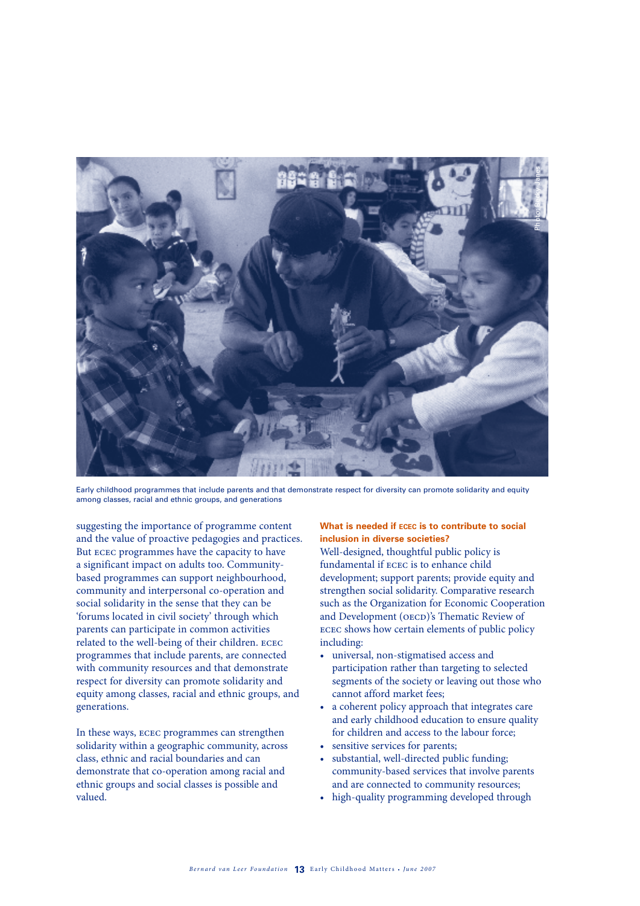Early childhood programmes that include parents and that demonstrate respect for diversity can promote solidarity and equity among classes, racial and ethnic groups, and generations

suggesting the importance of programme content and the value of proactive pedagogies and practices. But ECEC programmes have the capacity to have a significant impact on adults too. Community-based programmes can support neighbourhood, community and interpersonal co-operation and social solidarity in the sense that they can be 'forums located in civil society' through which parents can participate in common activities related to the well-being of their children. ECEC programmes that include parents, are connected with community resources and that demonstrate respect for diversity can promote solidarity and equity among classes, racial and ethnic groups, and generations.

In these ways, ECEC programmes can strengthen solidarity within a geographic community, across class, ethnic and racial boundaries and can demonstrate that co-operation among racial and ethnic groups and social classes is possible and valued.

**What is needed if ECEC is to contribute to social inclusion in diverse societies?**

Well-designed, thoughtful public policy is fundamental if ECEC is to enhance child development; support parents; provide equity and strengthen social solidarity. Comparative research such as the Organization for Economic Cooperation and Development (OECD)'s Thematic Review of ECEC shows how certain elements of public policy including:

- universal, non-stigmatised access and participation rather than targeting to selected segments of the society or leaving out those who cannot afford market fees;
- a coherent policy approach that integrates care and early childhood education to ensure quality for children and access to the labour force;
- sensitive services for parents;
- substantial, well-directed public funding;
  community-based services that involve parents and are connected to community resources;
- high-quality programming developed through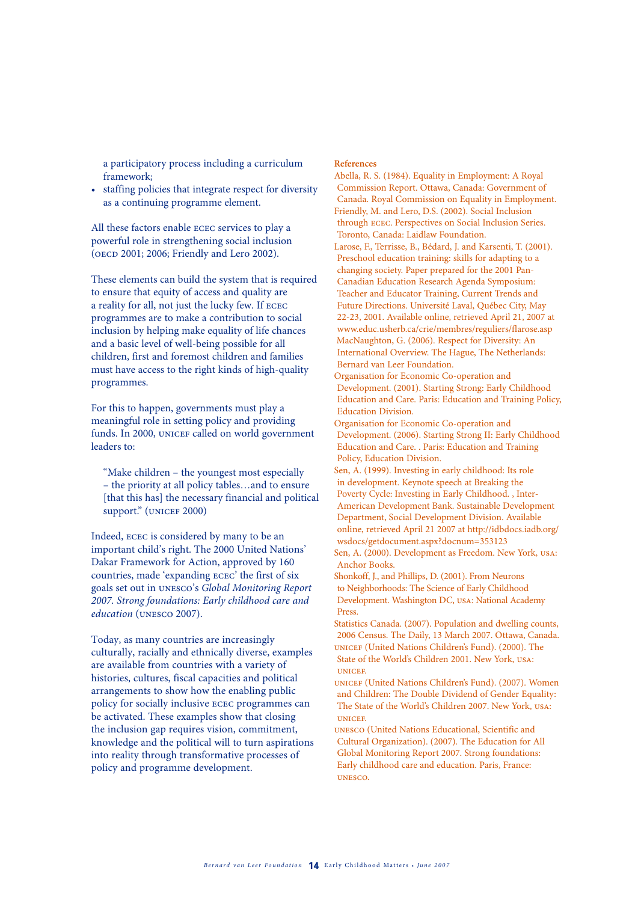a participatory process including a curriculum framework;
- staffing policies that integrate respect for diversity as a continuing programme element.

All these factors enable ECEC services to play a powerful role in strengthening social inclusion (OECD 2001; 2006; Friendly and Lero 2002).

These elements can build the system that is required to ensure that equity of access and quality are a reality for all, not just the lucky few. If ECEC programmes are to make a contribution to social inclusion by helping make equality of life chances and a basic level of well-being possible for all children, first and foremost children and families must have access to the right kinds of high-quality programmes.

For this to happen, governments must play a meaningful role in setting policy and providing funds. In 2000, UNICEF called on world government leaders to:

> "Make children – the youngest most especially – the priority at all policy tables…and to ensure [that this has] the necessary financial and political support." (UNICEF 2000)

Indeed, ECEC is considered by many to be an important child's right. The 2000 United Nations' Dakar Framework for Action, approved by 160 countries, made 'expanding ECEC' the first of six goals set out in UNESCO's *Global Monitoring Report 2007. Strong foundations: Early childhood care and education* (UNESCO 2007).

Today, as many countries are increasingly culturally, racially and ethnically diverse, examples are available from countries with a variety of histories, cultures, fiscal capacities and political arrangements to show how the enabling public policy for socially inclusive ECEC programmes can be activated. These examples show that closing the inclusion gap requires vision, commitment, knowledge and the political will to turn aspirations into reality through transformative processes of policy and programme development.

**References**

Abella, R. S. (1984). Equality in Employment: A Royal Commission Report. Ottawa, Canada: Government of Canada. Royal Commission on Equality in Employment.

Friendly, M. and Lero, D.S. (2002). Social Inclusion through ECEC. Perspectives on Social Inclusion Series. Toronto, Canada: Laidlaw Foundation.

Larose, F., Terrisse, B., Bédard, J. and Karsenti, T. (2001). Preschool education training: skills for adapting to a changing society. Paper prepared for the 2001 Pan-Canadian Education Research Agenda Symposium: Teacher and Educator Training, Current Trends and Future Directions. Université Laval, Québec City, May 22-23, 2001. Available online, retrieved April 21, 2007 at www.educ.usherb.ca/crie/membres/reguliers/flarose.asp

MacNaughton, G. (2006). Respect for Diversity: An International Overview. The Hague, The Netherlands: Bernard van Leer Foundation.

Organisation for Economic Co-operation and Development. (2001). Starting Strong: Early Childhood Education and Care. Paris: Education and Training Policy, Education Division.

Organisation for Economic Co-operation and Development. (2006). Starting Strong II: Early Childhood Education and Care. . Paris: Education and Training Policy, Education Division.

Sen, A. (1999). Investing in early childhood: Its role in development. Keynote speech at Breaking the Poverty Cycle: Investing in Early Childhood. , Inter-American Development Bank. Sustainable Development Department, Social Development Division. Available online, retrieved April 21 2007 at http://idbdocs.iadb.org/wsdocs/getdocument.aspx?docnum=353123

Sen, A. (2000). Development as Freedom. New York, USA: Anchor Books.

Shonkoff, J., and Phillips, D. (2001). From Neurons to Neighborhoods: The Science of Early Childhood Development. Washington DC, USA: National Academy Press.

Statistics Canada. (2007). Population and dwelling counts, 2006 Census. The Daily, 13 March 2007. Ottawa, Canada.

UNICEF (United Nations Children's Fund). (2000). The State of the World's Children 2001. New York, USA: UNICEF.

UNICEF (United Nations Children's Fund). (2007). Women and Children: The Double Dividend of Gender Equality: The State of the World's Children 2007. New York, USA: UNICEF.

UNESCO (United Nations Educational, Scientific and Cultural Organization). (2007). The Education for All Global Monitoring Report 2007. Strong foundations: Early childhood care and education. Paris, France: UNESCO.